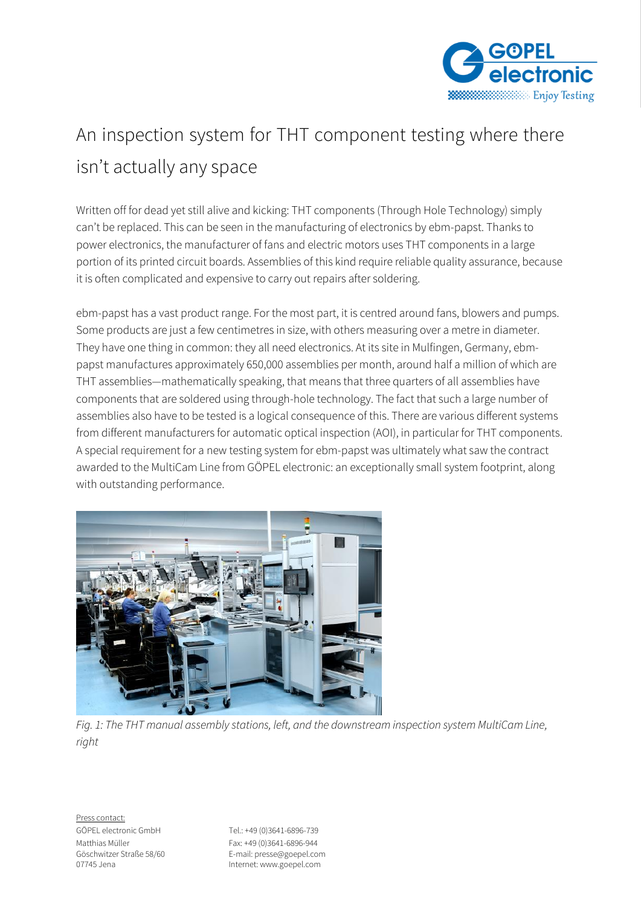# An inspection system for THT component testing where there isn't actually any space

Written off for dead yet still alive and kicking: THT components (Through Hole Technology) simply can't be replaced. This can be seen in the manufacturing of electronics by ebm-papst. Thanks to power electronics, the manufacturer of fans and electric motors uses THT components in a large portion of its printed circuit boards. Assemblies of this kind require reliable quality assurance, because it is often complicated and expensive to carry out repairs after soldering.

ebm-papst has a vast product range. For the most part, it is centred around fans, blowers and pumps. Some products are just a few centimetres in size, with others measuring over a metre in diameter. They have one thing in common: they all need electronics. At its site in Mulfingen, Germany, ebm-papst manufactures approximately 650,000 assemblies per month, around half a million of which are THT assemblies—mathematically speaking, that means that three quarters of all assemblies have components that are soldered using through-hole technology. The fact that such a large number of assemblies also have to be tested is a logical consequence of this. There are various different systems from different manufacturers for automatic optical inspection (AOI), in particular for THT components. A special requirement for a new testing system for ebm-papst was ultimately what saw the contract awarded to the MultiCam Line from GÖPEL electronic: an exceptionally small system footprint, along with outstanding performance.

*Fig. 1: The THT manual assembly stations, left, and the downstream inspection system MultiCam Line, right*

Press contact:
GÖPEL electronic GmbH
Matthias Müller
Göschwitzer Straße 58/60
07745 Jena

Tel.: +49 (0)3641-6896-739
Fax: +49 (0)3641-6896-944
E-mail: presse@goepel.com
Internet: www.goepel.com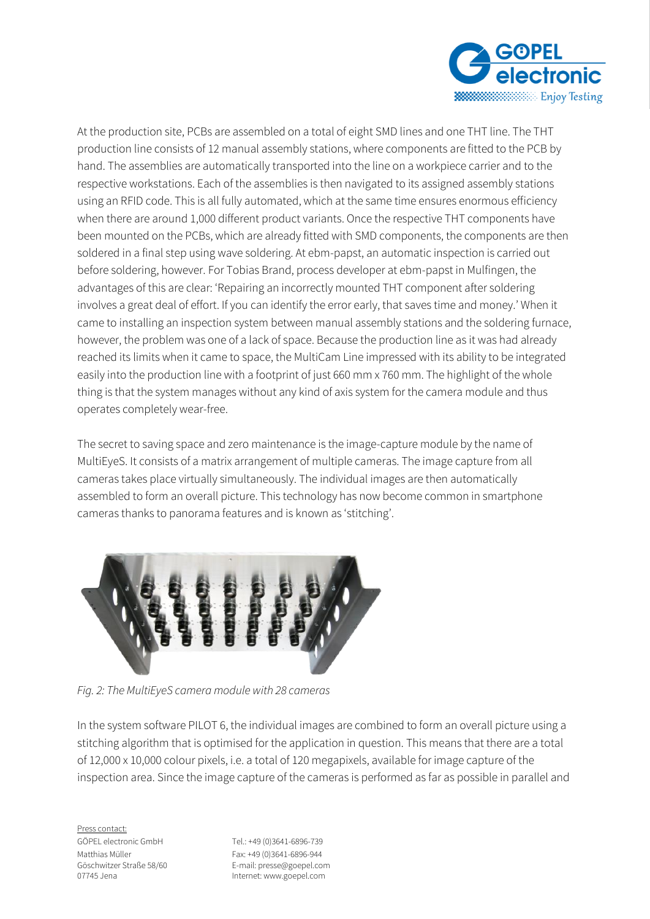At the production site, PCBs are assembled on a total of eight SMD lines and one THT line. The THT production line consists of 12 manual assembly stations, where components are fitted to the PCB by hand. The assemblies are automatically transported into the line on a workpiece carrier and to the respective workstations. Each of the assemblies is then navigated to its assigned assembly stations using an RFID code. This is all fully automated, which at the same time ensures enormous efficiency when there are around 1,000 different product variants. Once the respective THT components have been mounted on the PCBs, which are already fitted with SMD components, the components are then soldered in a final step using wave soldering. At ebm-papst, an automatic inspection is carried out before soldering, however. For Tobias Brand, process developer at ebm-papst in Mulfingen, the advantages of this are clear: 'Repairing an incorrectly mounted THT component after soldering involves a great deal of effort. If you can identify the error early, that saves time and money.' When it came to installing an inspection system between manual assembly stations and the soldering furnace, however, the problem was one of a lack of space. Because the production line as it was had already reached its limits when it came to space, the MultiCam Line impressed with its ability to be integrated easily into the production line with a footprint of just 660 mm x 760 mm. The highlight of the whole thing is that the system manages without any kind of axis system for the camera module and thus operates completely wear-free.

The secret to saving space and zero maintenance is the image-capture module by the name of MultiEyeS. It consists of a matrix arrangement of multiple cameras. The image capture from all cameras takes place virtually simultaneously. The individual images are then automatically assembled to form an overall picture. This technology has now become common in smartphone cameras thanks to panorama features and is known as 'stitching'.

*Fig. 2: The MultiEyeS camera module with 28 cameras*

In the system software PILOT 6, the individual images are combined to form an overall picture using a stitching algorithm that is optimised for the application in question. This means that there are a total of 12,000 x 10,000 colour pixels, i.e. a total of 120 megapixels, available for image capture of the inspection area. Since the image capture of the cameras is performed as far as possible in parallel and

Press contact:
GÖPEL electronic GmbH
Matthias Müller
Göschwitzer Straße 58/60
07745 Jena

Tel.: +49 (0)3641-6896-739
Fax: +49 (0)3641-6896-944
E-mail: presse@goepel.com
Internet: www.goepel.com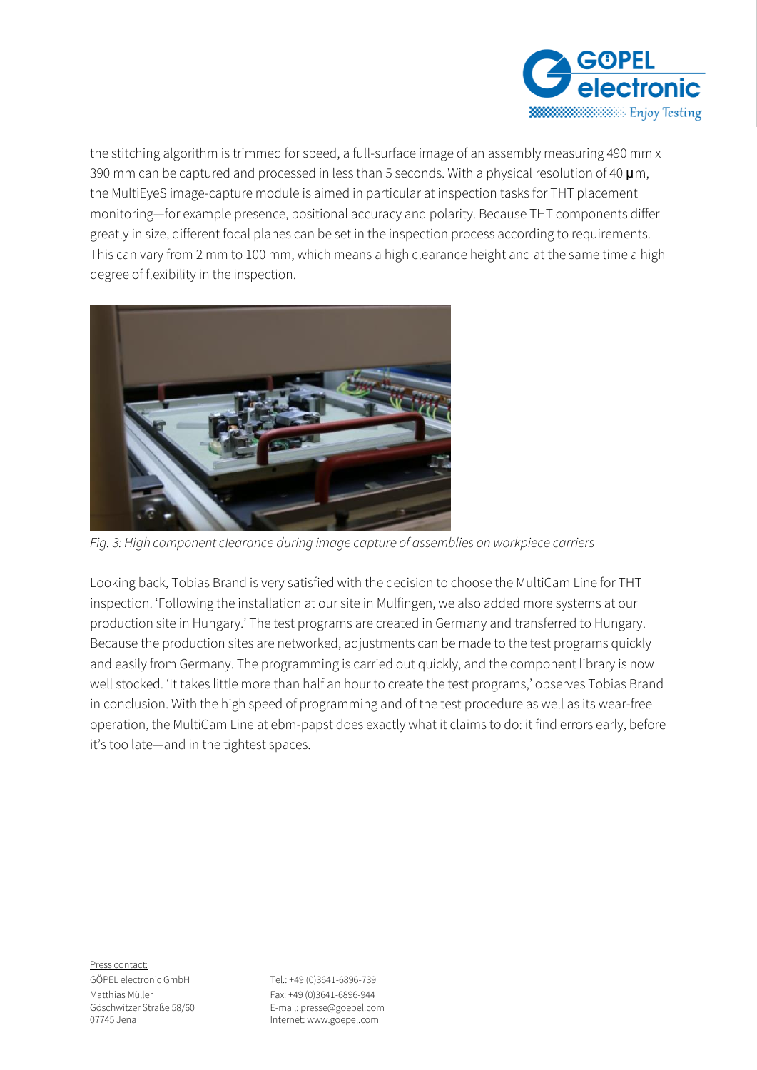the stitching algorithm is trimmed for speed, a full-surface image of an assembly measuring 490 mm x 390 mm can be captured and processed in less than 5 seconds. With a physical resolution of 40 μm, the MultiEyeS image-capture module is aimed in particular at inspection tasks for THT placement monitoring—for example presence, positional accuracy and polarity. Because THT components differ greatly in size, different focal planes can be set in the inspection process according to requirements. This can vary from 2 mm to 100 mm, which means a high clearance height and at the same time a high degree of flexibility in the inspection.

*Fig. 3: High component clearance during image capture of assemblies on workpiece carriers*

Looking back, Tobias Brand is very satisfied with the decision to choose the MultiCam Line for THT inspection. 'Following the installation at our site in Mulfingen, we also added more systems at our production site in Hungary.' The test programs are created in Germany and transferred to Hungary. Because the production sites are networked, adjustments can be made to the test programs quickly and easily from Germany. The programming is carried out quickly, and the component library is now well stocked. 'It takes little more than half an hour to create the test programs,' observes Tobias Brand in conclusion. With the high speed of programming and of the test procedure as well as its wear-free operation, the MultiCam Line at ebm-papst does exactly what it claims to do: it find errors early, before it's too late—and in the tightest spaces.

Press contact:
GÖPEL electronic GmbH
Matthias Müller
Göschwitzer Straße 58/60
07745 Jena

Tel.: +49 (0)3641-6896-739
Fax: +49 (0)3641-6896-944
E-mail: presse@goepel.com
Internet: www.goepel.com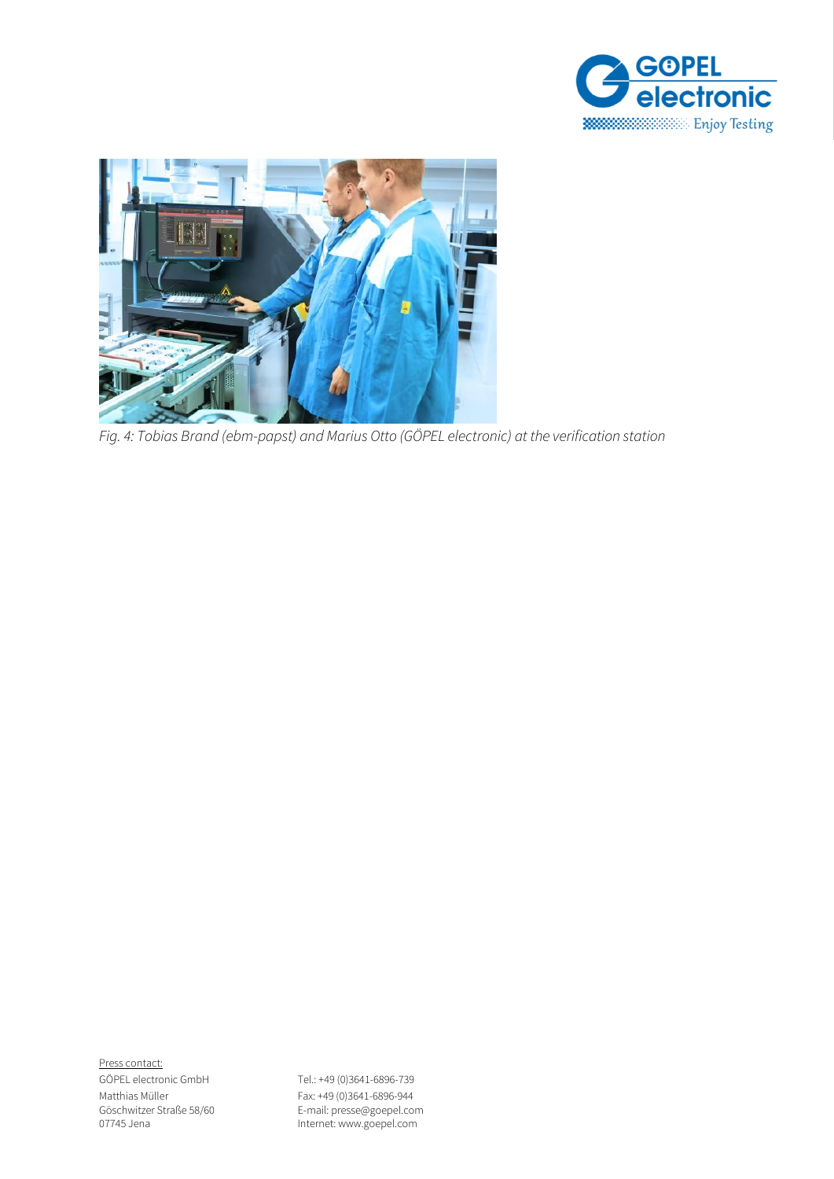*Fig. 4: Tobias Brand (ebm-papst) and Marius Otto (GÖPEL electronic) at the verification station*

Press contact:
GÖPEL electronic GmbH
Matthias Müller
Göschwitzer Straße 58/60
07745 Jena

Tel.: +49 (0)3641-6896-739
Fax: +49 (0)3641-6896-944
E-mail: presse@goepel.com
Internet: www.goepel.com